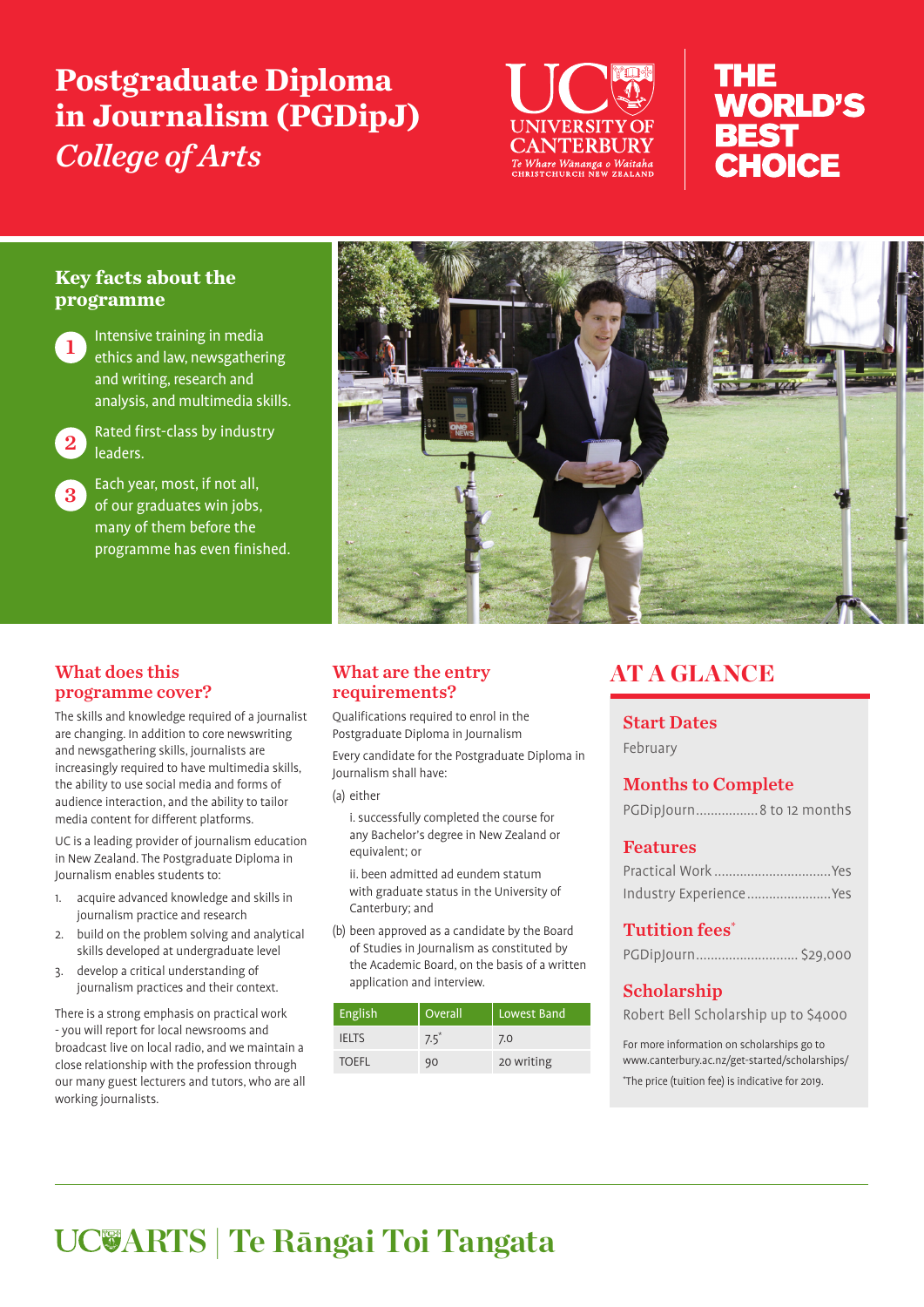# Postgraduate Diploma in Journalism (PGDipJ)

*College of Arts*

UNIVERSITY OF CANTERBURY
Te Whare Wānanga o Waitaha
CHRISTCHURCH NEW ZEALAND

THE WORLD'S BEST CHOICE

## Key facts about the programme

1. Intensive training in media ethics and law, newsgathering and writing, research and analysis, and multimedia skills.
2. Rated first-class by industry leaders.
3. Each year, most, if not all, of our graduates win jobs, many of them before the programme has even finished.

## What does this programme cover?

The skills and knowledge required of a journalist are changing. In addition to core newswriting and newsgathering skills, journalists are increasingly required to have multimedia skills, the ability to use social media and forms of audience interaction, and the ability to tailor media content for different platforms.

UC is a leading provider of journalism education in New Zealand. The Postgraduate Diploma in Journalism enables students to:

1. acquire advanced knowledge and skills in journalism practice and research
2. build on the problem solving and analytical skills developed at undergraduate level
3. develop a critical understanding of journalism practices and their context.

There is a strong emphasis on practical work - you will report for local newsrooms and broadcast live on local radio, and we maintain a close relationship with the profession through our many guest lecturers and tutors, who are all working journalists.

## What are the entry requirements?

Qualifications required to enrol in the Postgraduate Diploma in Journalism

Every candidate for the Postgraduate Diploma in Journalism shall have:

(a) either

i. successfully completed the course for any Bachelor's degree in New Zealand or equivalent; or

ii. been admitted ad eundem statum with graduate status in the University of Canterbury; and

(b) been approved as a candidate by the Board of Studies in Journalism as constituted by the Academic Board, on the basis of a written application and interview.

| English | Overall | Lowest Band |
|---|---|---|
| IELTS | 7.5* | 7.0 |
| TOEFL | 90 | 20 writing |

## AT A GLANCE

### Start Dates

February

### Months to Complete

PGDipJourn................8 to 12 months

### Features

Practical Work ................................Yes

Industry Experience.......................Yes

### Tuition fees*

PGDipJourn........................... $29,000

### Scholarship

Robert Bell Scholarship up to $4000

For more information on scholarships go to www.canterbury.ac.nz/get-started/scholarships/

*The price (tuition fee) is indicative for 2019.

UC ARTS | Te Rāngai Toi Tangata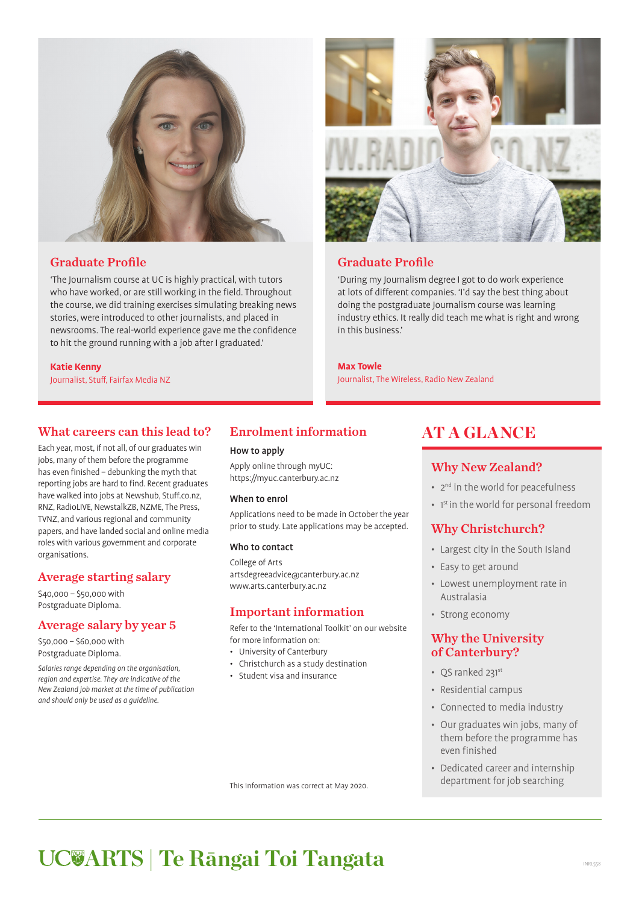## Graduate Profile

'The Journalism course at UC is highly practical, with tutors who have worked, or are still working in the field. Throughout the course, we did training exercises simulating breaking news stories, were introduced to other journalists, and placed in newsrooms. The real-world experience gave me the confidence to hit the ground running with a job after I graduated.'

**Katie Kenny**
Journalist, Stuff, Fairfax Media NZ

## Graduate Profile

'During my Journalism degree I got to do work experience at lots of different companies. 'I'd say the best thing about doing the postgraduate Journalism course was learning industry ethics. It really did teach me what is right and wrong in this business.'

**Max Towle**
Journalist, The Wireless, Radio New Zealand

## What careers can this lead to?

Each year, most, if not all, of our graduates win jobs, many of them before the programme has even finished – debunking the myth that reporting jobs are hard to find. Recent graduates have walked into jobs at Newshub, Stuff.co.nz, RNZ, RadioLIVE, NewstalkZB, NZME, The Press, TVNZ, and various regional and community papers, and have landed social and online media roles with various government and corporate organisations.

## Average starting salary

$40,000 – $50,000 with Postgraduate Diploma.

## Average salary by year 5

$50,000 – $60,000 with Postgraduate Diploma.

*Salaries range depending on the organisation, region and expertise. They are indicative of the New Zealand job market at the time of publication and should only be used as a guideline.*

## Enrolment information

**How to apply**

Apply online through myUC:
https://myuc.canterbury.ac.nz

**When to enrol**

Applications need to be made in October the year prior to study. Late applications may be accepted.

**Who to contact**

College of Arts
artsdegreeadvice@canterbury.ac.nz
www.arts.canterbury.ac.nz

## Important information

Refer to the 'International Toolkit' on our website for more information on:

- University of Canterbury
- Christchurch as a study destination
- Student visa and insurance

This information was correct at May 2020.

# AT A GLANCE

## Why New Zealand?

- 2nd in the world for peacefulness
- 1st in the world for personal freedom

## Why Christchurch?

- Largest city in the South Island
- Easy to get around
- Lowest unemployment rate in Australasia
- Strong economy

## Why the University of Canterbury?

- QS ranked 231st
- Residential campus
- Connected to media industry
- Our graduates win jobs, many of them before the programme has even finished
- Dedicated career and internship department for job searching

UC ARTS | Te Rāngai Toi Tangata

INRL558